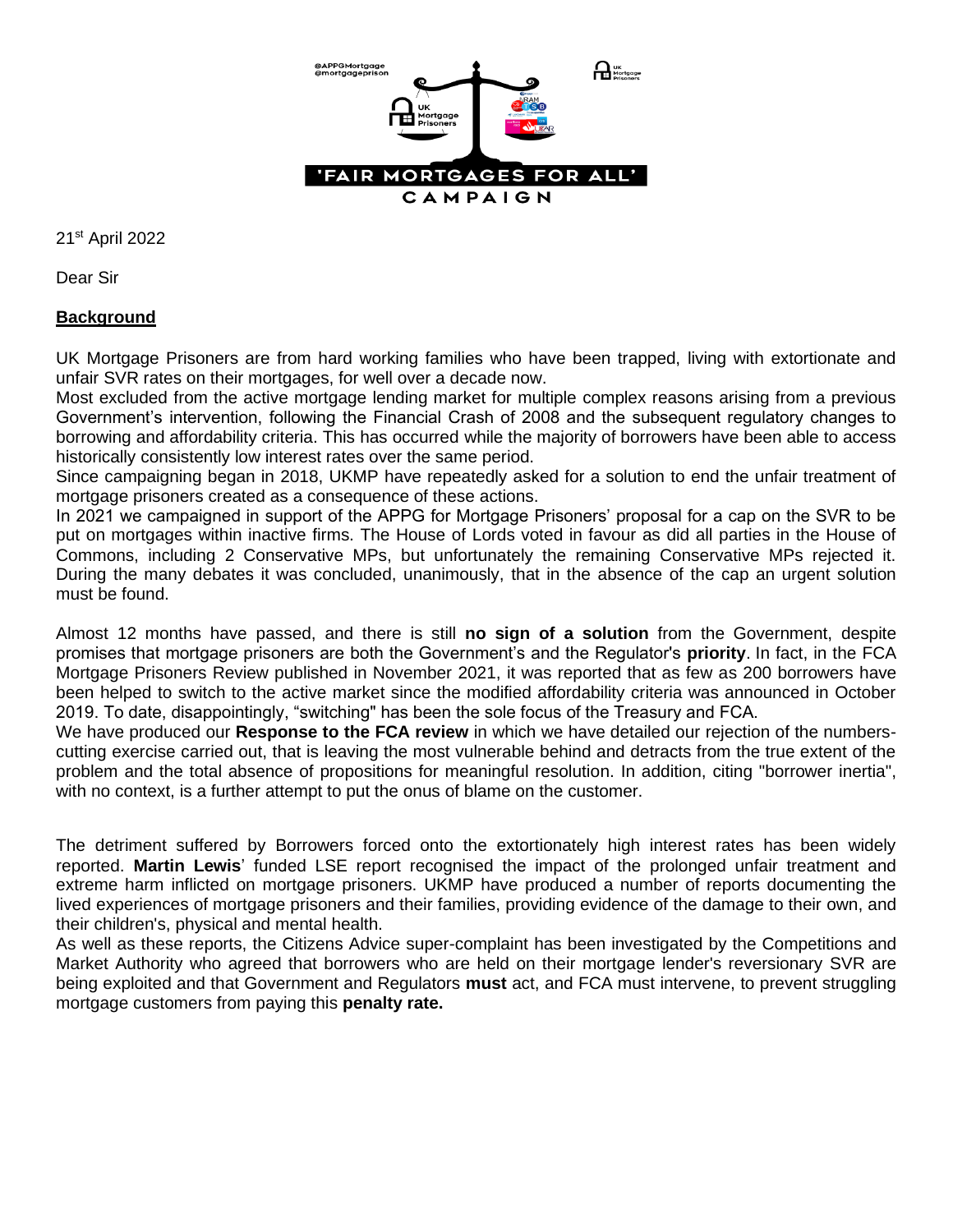'FAIR MORTGAGES FOR ALL'
CAMPAIGN

21st April 2022

Dear Sir

## **Background**

UK Mortgage Prisoners are from hard working families who have been trapped, living with extortionate and unfair SVR rates on their mortgages, for well over a decade now.

Most excluded from the active mortgage lending market for multiple complex reasons arising from a previous Government's intervention, following the Financial Crash of 2008 and the subsequent regulatory changes to borrowing and affordability criteria. This has occurred while the majority of borrowers have been able to access historically consistently low interest rates over the same period.

Since campaigning began in 2018, UKMP have repeatedly asked for a solution to end the unfair treatment of mortgage prisoners created as a consequence of these actions.

In 2021 we campaigned in support of the APPG for Mortgage Prisoners' proposal for a cap on the SVR to be put on mortgages within inactive firms. The House of Lords voted in favour as did all parties in the House of Commons, including 2 Conservative MPs, but unfortunately the remaining Conservative MPs rejected it. During the many debates it was concluded, unanimously, that in the absence of the cap an urgent solution must be found.

Almost 12 months have passed, and there is still **no sign of a solution** from the Government, despite promises that mortgage prisoners are both the Government's and the Regulator's **priority**. In fact, in the FCA Mortgage Prisoners Review published in November 2021, it was reported that as few as 200 borrowers have been helped to switch to the active market since the modified affordability criteria was announced in October 2019. To date, disappointingly, "switching" has been the sole focus of the Treasury and FCA.

We have produced our **Response to the FCA review** in which we have detailed our rejection of the numbers-cutting exercise carried out, that is leaving the most vulnerable behind and detracts from the true extent of the problem and the total absence of propositions for meaningful resolution. In addition, citing "borrower inertia", with no context, is a further attempt to put the onus of blame on the customer.

The detriment suffered by Borrowers forced onto the extortionately high interest rates has been widely reported. **Martin Lewis**' funded LSE report recognised the impact of the prolonged unfair treatment and extreme harm inflicted on mortgage prisoners. UKMP have produced a number of reports documenting the lived experiences of mortgage prisoners and their families, providing evidence of the damage to their own, and their children's, physical and mental health.

As well as these reports, the Citizens Advice super-complaint has been investigated by the Competitions and Market Authority who agreed that borrowers who are held on their mortgage lender's reversionary SVR are being exploited and that Government and Regulators **must** act, and FCA must intervene, to prevent struggling mortgage customers from paying this **penalty rate.**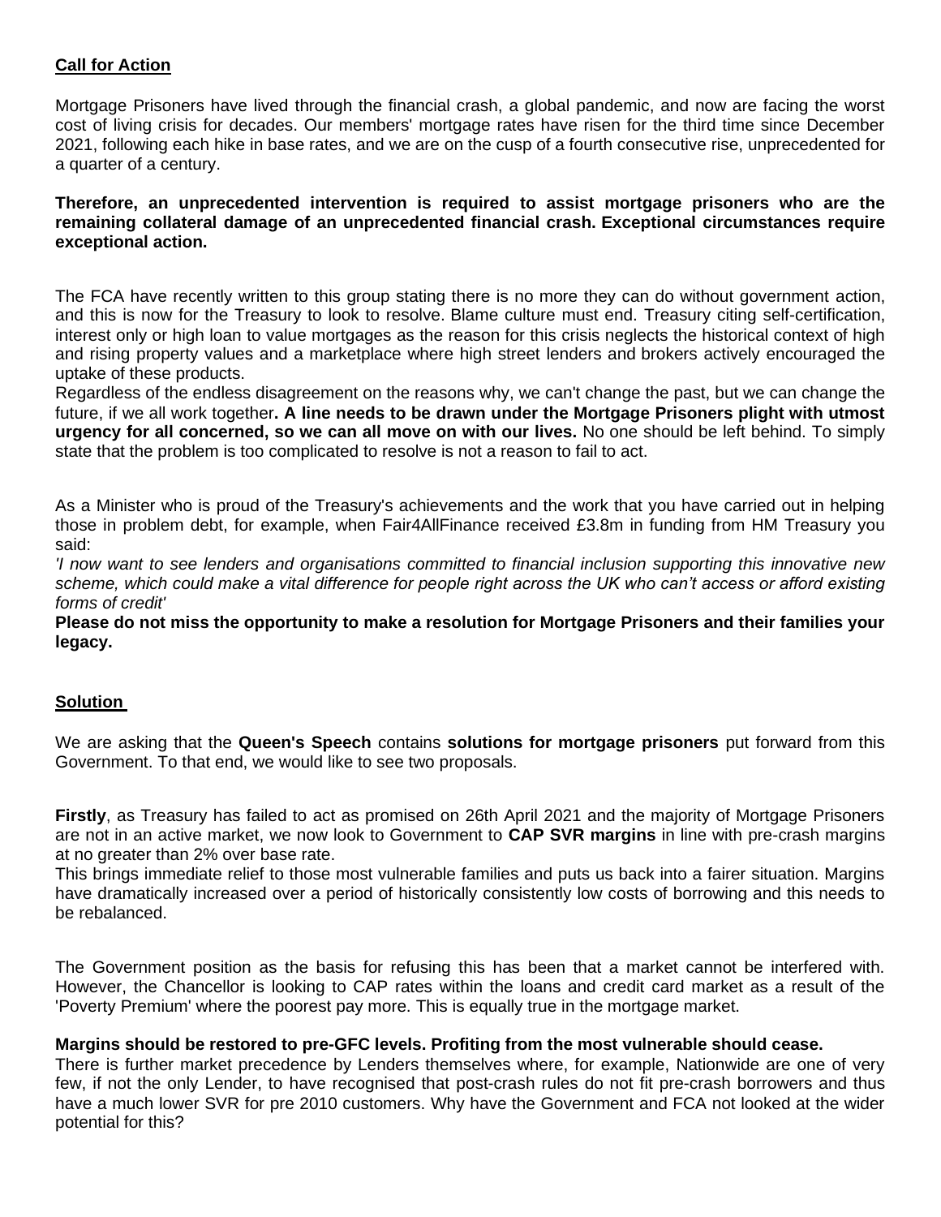**Call for Action**

Mortgage Prisoners have lived through the financial crash, a global pandemic, and now are facing the worst cost of living crisis for decades. Our members' mortgage rates have risen for the third time since December 2021, following each hike in base rates, and we are on the cusp of a fourth consecutive rise, unprecedented for a quarter of a century.

**Therefore, an unprecedented intervention is required to assist mortgage prisoners who are the remaining collateral damage of an unprecedented financial crash. Exceptional circumstances require exceptional action.**

The FCA have recently written to this group stating there is no more they can do without government action, and this is now for the Treasury to look to resolve. Blame culture must end. Treasury citing self-certification, interest only or high loan to value mortgages as the reason for this crisis neglects the historical context of high and rising property values and a marketplace where high street lenders and brokers actively encouraged the uptake of these products.
Regardless of the endless disagreement on the reasons why, we can't change the past, but we can change the future, if we all work together**. A line needs to be drawn under the Mortgage Prisoners plight with utmost urgency for all concerned, so we can all move on with our lives.** No one should be left behind. To simply state that the problem is too complicated to resolve is not a reason to fail to act.

As a Minister who is proud of the Treasury's achievements and the work that you have carried out in helping those in problem debt, for example, when Fair4AllFinance received £3.8m in funding from HM Treasury you said:
*'I now want to see lenders and organisations committed to financial inclusion supporting this innovative new scheme, which could make a vital difference for people right across the UK who can't access or afford existing forms of credit'*
**Please do not miss the opportunity to make a resolution for Mortgage Prisoners and their families your legacy.**

**Solution**

We are asking that the **Queen's Speech** contains **solutions for mortgage prisoners** put forward from this Government. To that end, we would like to see two proposals.

**Firstly**, as Treasury has failed to act as promised on 26th April 2021 and the majority of Mortgage Prisoners are not in an active market, we now look to Government to **CAP SVR margins** in line with pre-crash margins at no greater than 2% over base rate.
This brings immediate relief to those most vulnerable families and puts us back into a fairer situation. Margins have dramatically increased over a period of historically consistently low costs of borrowing and this needs to be rebalanced.

The Government position as the basis for refusing this has been that a market cannot be interfered with. However, the Chancellor is looking to CAP rates within the loans and credit card market as a result of the 'Poverty Premium' where the poorest pay more. This is equally true in the mortgage market.

**Margins should be restored to pre-GFC levels. Profiting from the most vulnerable should cease.**
There is further market precedence by Lenders themselves where, for example, Nationwide are one of very few, if not the only Lender, to have recognised that post-crash rules do not fit pre-crash borrowers and thus have a much lower SVR for pre 2010 customers. Why have the Government and FCA not looked at the wider potential for this?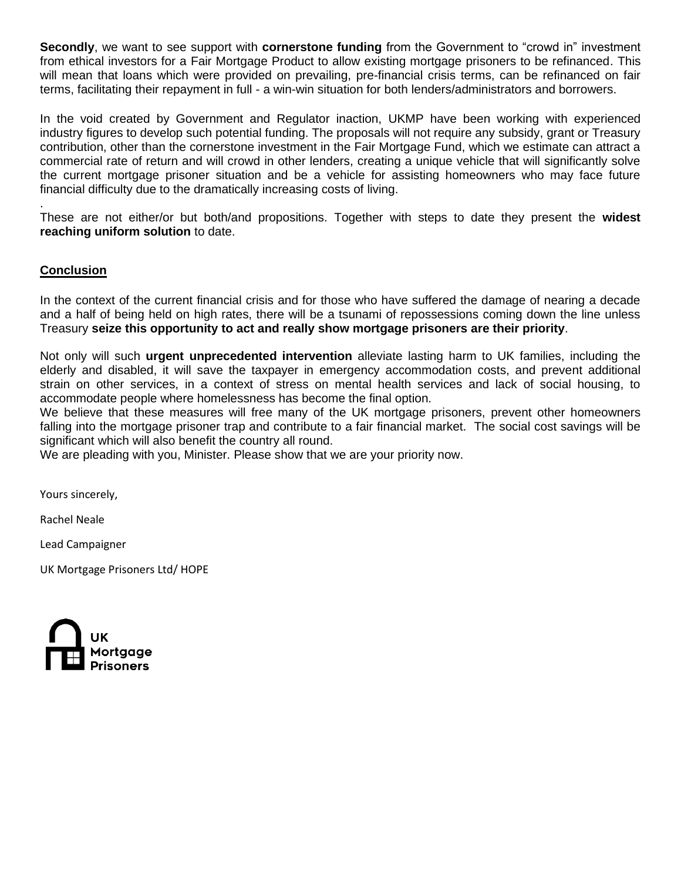**Secondly**, we want to see support with **cornerstone funding** from the Government to "crowd in" investment from ethical investors for a Fair Mortgage Product to allow existing mortgage prisoners to be refinanced. This will mean that loans which were provided on prevailing, pre-financial crisis terms, can be refinanced on fair terms, facilitating their repayment in full - a win-win situation for both lenders/administrators and borrowers.

In the void created by Government and Regulator inaction, UKMP have been working with experienced industry figures to develop such potential funding. The proposals will not require any subsidy, grant or Treasury contribution, other than the cornerstone investment in the Fair Mortgage Fund, which we estimate can attract a commercial rate of return and will crowd in other lenders, creating a unique vehicle that will significantly solve the current mortgage prisoner situation and be a vehicle for assisting homeowners who may face future financial difficulty due to the dramatically increasing costs of living.

.

These are not either/or but both/and propositions. Together with steps to date they present the **widest reaching uniform solution** to date.

## Conclusion

In the context of the current financial crisis and for those who have suffered the damage of nearing a decade and a half of being held on high rates, there will be a tsunami of repossessions coming down the line unless Treasury **seize this opportunity to act and really show mortgage prisoners are their priority**.

Not only will such **urgent unprecedented intervention** alleviate lasting harm to UK families, including the elderly and disabled, it will save the taxpayer in emergency accommodation costs, and prevent additional strain on other services, in a context of stress on mental health services and lack of social housing, to accommodate people where homelessness has become the final option.

We believe that these measures will free many of the UK mortgage prisoners, prevent other homeowners falling into the mortgage prisoner trap and contribute to a fair financial market. The social cost savings will be significant which will also benefit the country all round.

We are pleading with you, Minister. Please show that we are your priority now.

Yours sincerely,

Rachel Neale

Lead Campaigner

UK Mortgage Prisoners Ltd/ HOPE

UK
Mortgage
Prisoners